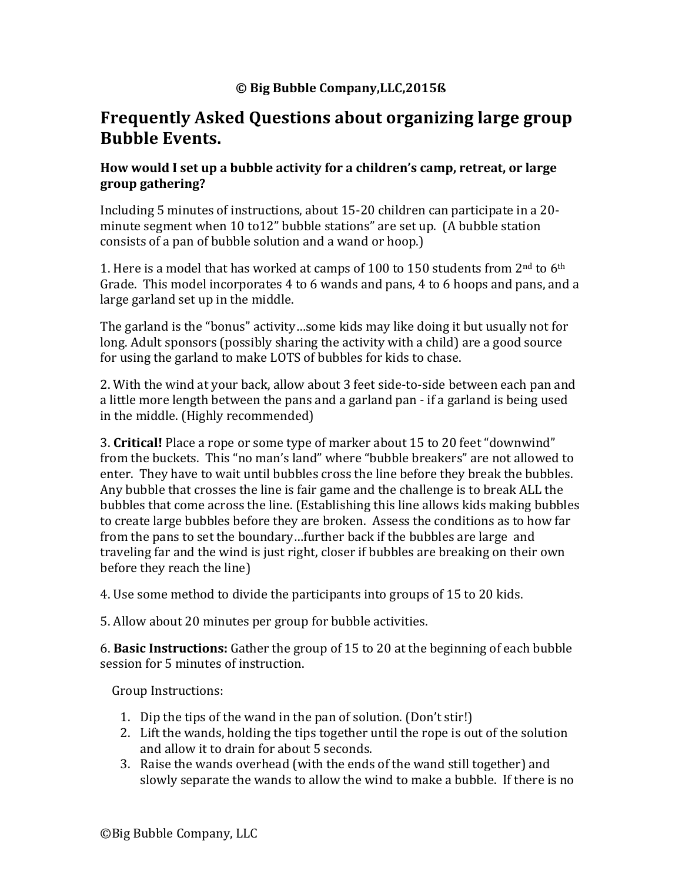**© Big Bubble Company,LLC,2015ß**

# Frequently Asked Questions about organizing large group Bubble Events.

### How would I set up a bubble activity for a children's camp, retreat, or large group gathering?

Including 5 minutes of instructions, about 15-20 children can participate in a 20-minute segment when 10 to12" bubble stations" are set up. (A bubble station consists of a pan of bubble solution and a wand or hoop.)

1. Here is a model that has worked at camps of 100 to 150 students from 2nd to 6th Grade. This model incorporates 4 to 6 wands and pans, 4 to 6 hoops and pans, and a large garland set up in the middle.

The garland is the "bonus" activity…some kids may like doing it but usually not for long. Adult sponsors (possibly sharing the activity with a child) are a good source for using the garland to make LOTS of bubbles for kids to chase.

2. With the wind at your back, allow about 3 feet side-to-side between each pan and a little more length between the pans and a garland pan - if a garland is being used in the middle. (Highly recommended)

3. **Critical!** Place a rope or some type of marker about 15 to 20 feet "downwind" from the buckets. This "no man's land" where "bubble breakers" are not allowed to enter. They have to wait until bubbles cross the line before they break the bubbles. Any bubble that crosses the line is fair game and the challenge is to break ALL the bubbles that come across the line. (Establishing this line allows kids making bubbles to create large bubbles before they are broken. Assess the conditions as to how far from the pans to set the boundary…further back if the bubbles are large and traveling far and the wind is just right, closer if bubbles are breaking on their own before they reach the line)

4. Use some method to divide the participants into groups of 15 to 20 kids.

5. Allow about 20 minutes per group for bubble activities.

6. **Basic Instructions:** Gather the group of 15 to 20 at the beginning of each bubble session for 5 minutes of instruction.

Group Instructions:

1. Dip the tips of the wand in the pan of solution. (Don't stir!)
2. Lift the wands, holding the tips together until the rope is out of the solution and allow it to drain for about 5 seconds.
3. Raise the wands overhead (with the ends of the wand still together) and slowly separate the wands to allow the wind to make a bubble. If there is no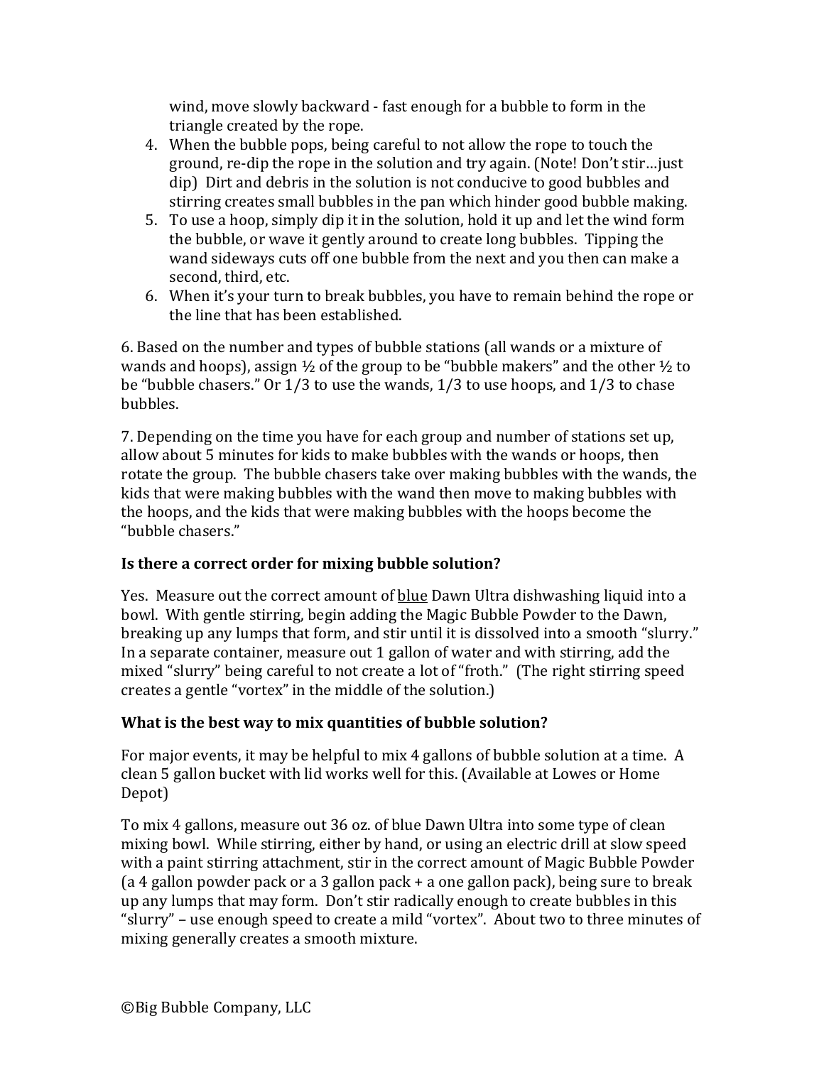wind, move slowly backward - fast enough for a bubble to form in the triangle created by the rope.
4. When the bubble pops, being careful to not allow the rope to touch the ground, re-dip the rope in the solution and try again. (Note! Don't stir…just dip) Dirt and debris in the solution is not conducive to good bubbles and stirring creates small bubbles in the pan which hinder good bubble making.
5. To use a hoop, simply dip it in the solution, hold it up and let the wind form the bubble, or wave it gently around to create long bubbles. Tipping the wand sideways cuts off one bubble from the next and you then can make a second, third, etc.
6. When it's your turn to break bubbles, you have to remain behind the rope or the line that has been established.

6. Based on the number and types of bubble stations (all wands or a mixture of wands and hoops), assign ½ of the group to be "bubble makers" and the other ½ to be "bubble chasers." Or 1/3 to use the wands, 1/3 to use hoops, and 1/3 to chase bubbles.

7. Depending on the time you have for each group and number of stations set up, allow about 5 minutes for kids to make bubbles with the wands or hoops, then rotate the group. The bubble chasers take over making bubbles with the wands, the kids that were making bubbles with the wand then move to making bubbles with the hoops, and the kids that were making bubbles with the hoops become the "bubble chasers."

**Is there a correct order for mixing bubble solution?**

Yes. Measure out the correct amount of <u>blue</u> Dawn Ultra dishwashing liquid into a bowl. With gentle stirring, begin adding the Magic Bubble Powder to the Dawn, breaking up any lumps that form, and stir until it is dissolved into a smooth "slurry." In a separate container, measure out 1 gallon of water and with stirring, add the mixed "slurry" being careful to not create a lot of "froth." (The right stirring speed creates a gentle "vortex" in the middle of the solution.)

**What is the best way to mix quantities of bubble solution?**

For major events, it may be helpful to mix 4 gallons of bubble solution at a time. A clean 5 gallon bucket with lid works well for this. (Available at Lowes or Home Depot)

To mix 4 gallons, measure out 36 oz. of blue Dawn Ultra into some type of clean mixing bowl. While stirring, either by hand, or using an electric drill at slow speed with a paint stirring attachment, stir in the correct amount of Magic Bubble Powder (a 4 gallon powder pack or a 3 gallon pack + a one gallon pack), being sure to break up any lumps that may form. Don't stir radically enough to create bubbles in this "slurry" – use enough speed to create a mild "vortex". About two to three minutes of mixing generally creates a smooth mixture.

©Big Bubble Company, LLC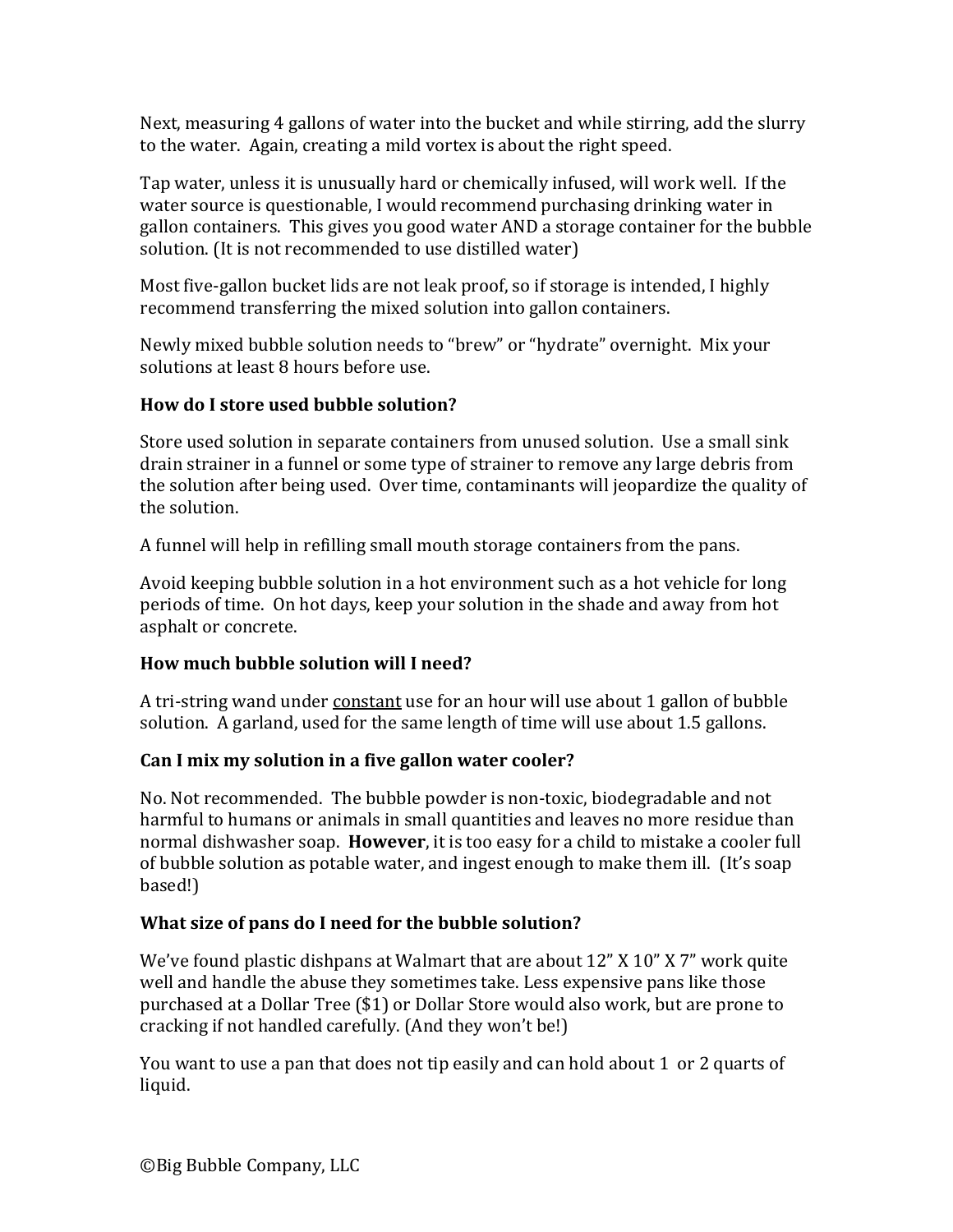Next, measuring 4 gallons of water into the bucket and while stirring, add the slurry to the water. Again, creating a mild vortex is about the right speed.

Tap water, unless it is unusually hard or chemically infused, will work well. If the water source is questionable, I would recommend purchasing drinking water in gallon containers. This gives you good water AND a storage container for the bubble solution. (It is not recommended to use distilled water)

Most five-gallon bucket lids are not leak proof, so if storage is intended, I highly recommend transferring the mixed solution into gallon containers.

Newly mixed bubble solution needs to "brew" or "hydrate" overnight. Mix your solutions at least 8 hours before use.

**How do I store used bubble solution?**

Store used solution in separate containers from unused solution. Use a small sink drain strainer in a funnel or some type of strainer to remove any large debris from the solution after being used. Over time, contaminants will jeopardize the quality of the solution.

A funnel will help in refilling small mouth storage containers from the pans.

Avoid keeping bubble solution in a hot environment such as a hot vehicle for long periods of time. On hot days, keep your solution in the shade and away from hot asphalt or concrete.

**How much bubble solution will I need?**

A tri-string wand under <u>constant</u> use for an hour will use about 1 gallon of bubble solution. A garland, used for the same length of time will use about 1.5 gallons.

**Can I mix my solution in a five gallon water cooler?**

No. Not recommended. The bubble powder is non-toxic, biodegradable and not harmful to humans or animals in small quantities and leaves no more residue than normal dishwasher soap. **However**, it is too easy for a child to mistake a cooler full of bubble solution as potable water, and ingest enough to make them ill. (It's soap based!)

**What size of pans do I need for the bubble solution?**

We've found plastic dishpans at Walmart that are about 12" X 10" X 7" work quite well and handle the abuse they sometimes take. Less expensive pans like those purchased at a Dollar Tree ($1) or Dollar Store would also work, but are prone to cracking if not handled carefully. (And they won't be!)

You want to use a pan that does not tip easily and can hold about 1 or 2 quarts of liquid.

©Big Bubble Company, LLC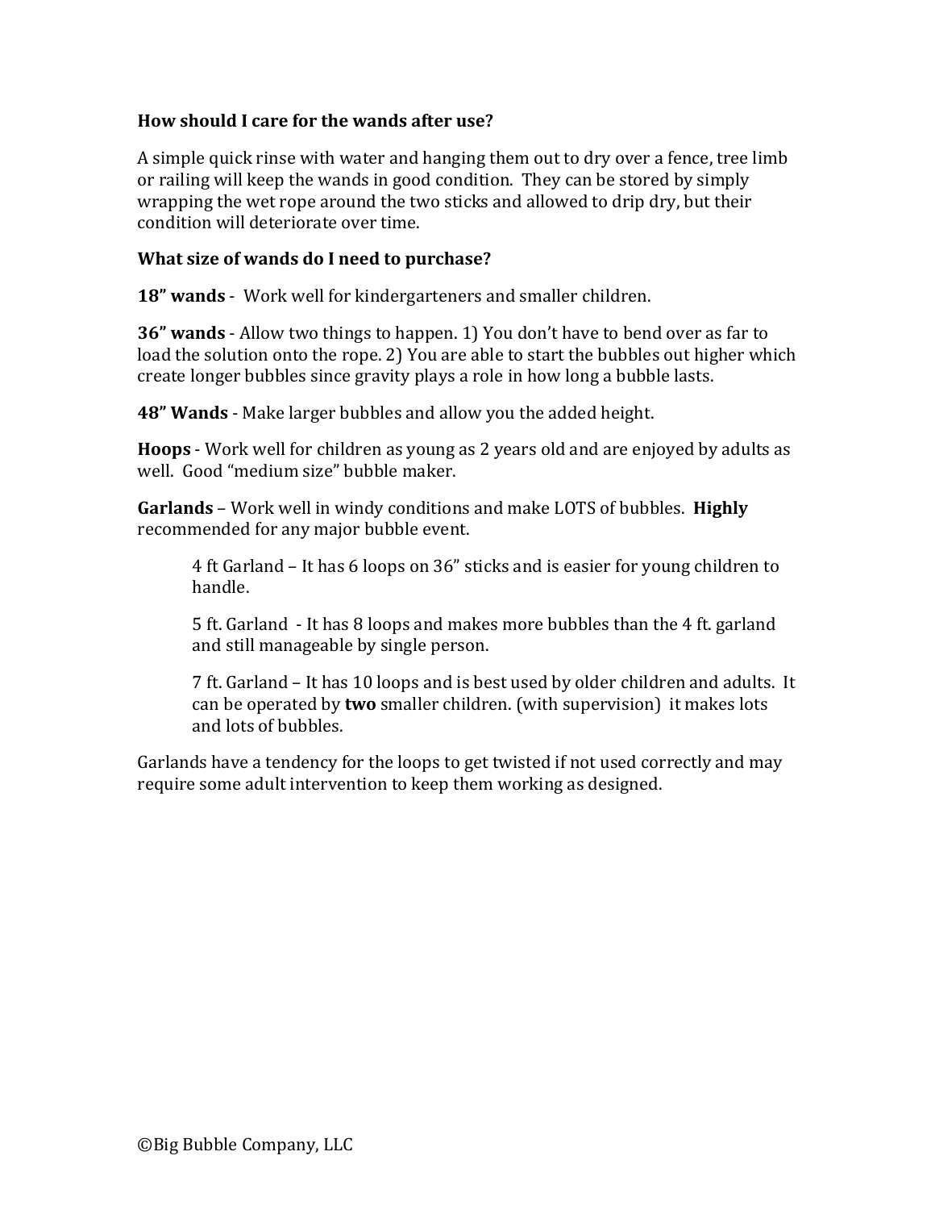**How should I care for the wands after use?**

A simple quick rinse with water and hanging them out to dry over a fence, tree limb or railing will keep the wands in good condition. They can be stored by simply wrapping the wet rope around the two sticks and allowed to drip dry, but their condition will deteriorate over time.

**What size of wands do I need to purchase?**

**18" wands** - Work well for kindergarteners and smaller children.

**36" wands** - Allow two things to happen. 1) You don't have to bend over as far to load the solution onto the rope. 2) You are able to start the bubbles out higher which create longer bubbles since gravity plays a role in how long a bubble lasts.

**48" Wands** - Make larger bubbles and allow you the added height.

**Hoops** - Work well for children as young as 2 years old and are enjoyed by adults as well. Good "medium size" bubble maker.

**Garlands** – Work well in windy conditions and make LOTS of bubbles. **Highly** recommended for any major bubble event.

> 4 ft Garland – It has 6 loops on 36" sticks and is easier for young children to handle.
>
> 5 ft. Garland - It has 8 loops and makes more bubbles than the 4 ft. garland and still manageable by single person.
>
> 7 ft. Garland – It has 10 loops and is best used by older children and adults. It can be operated by **two** smaller children. (with supervision) it makes lots and lots of bubbles.

Garlands have a tendency for the loops to get twisted if not used correctly and may require some adult intervention to keep them working as designed.

©Big Bubble Company, LLC